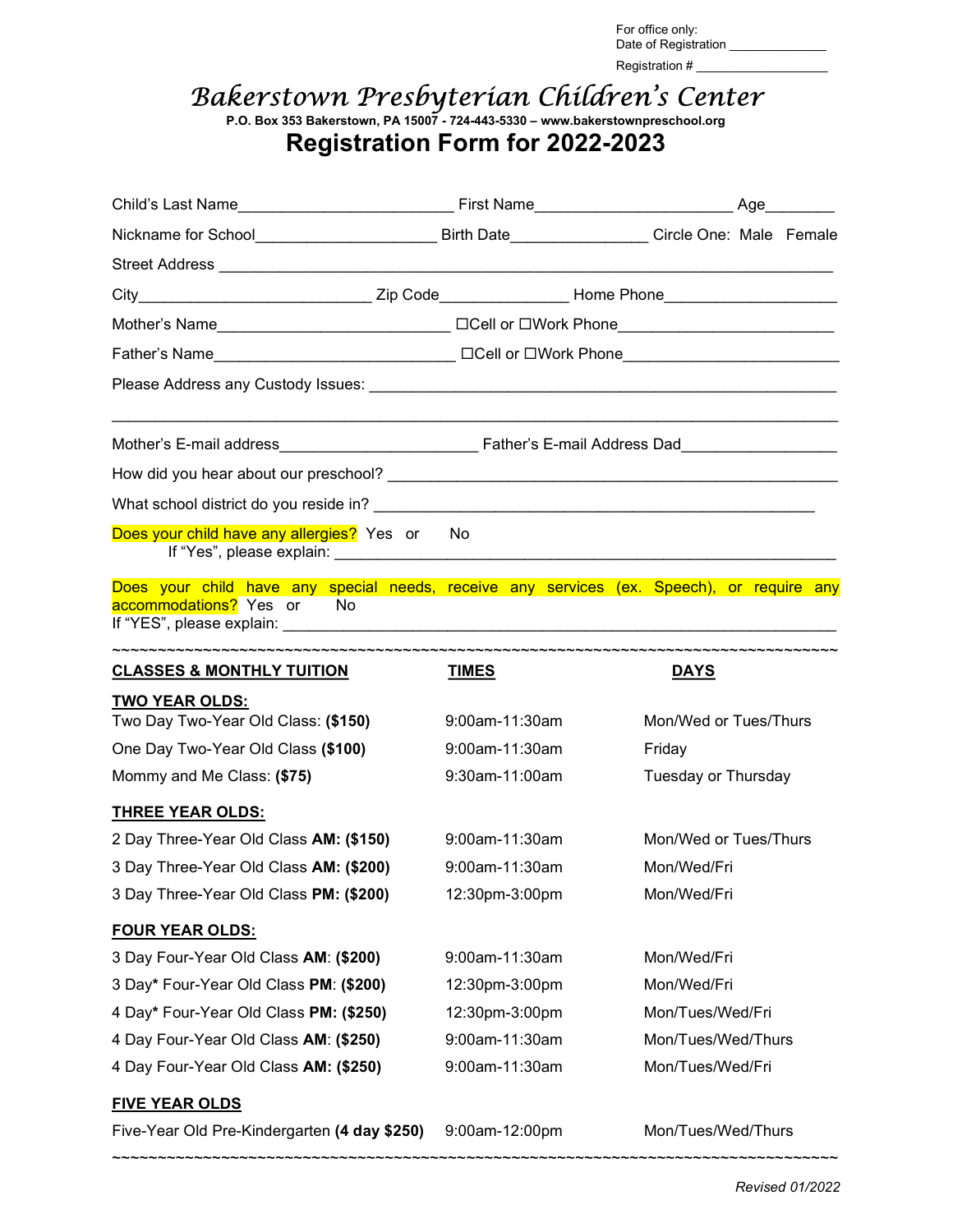For office only:
Date of Registration ______________
Registration # __________________

# Bakerstown Presbyterian Children's Center

**P.O. Box 353 Bakerstown, PA 15007 - 724-443-5330 – www.bakerstownpreschool.org**

## Registration Form for 2022-2023

Child's Last Name_________________________ First Name______________________ Age________

Nickname for School_____________________ Birth Date________________ Circle One: Male Female

Street Address ___________________________________________________________________________

City___________________________ Zip Code_______________ Home Phone____________________

Mother's Name___________________________ ☐Cell or ☐Work Phone________________________

Father's Name____________________________ ☐Cell or ☐Work Phone________________________

Please Address any Custody Issues: _______________________________________________________

_____________________________________________________________________________________

Mother's E-mail address______________________ Father's E-mail Address Dad__________________

How did you hear about our preschool? ____________________________________________________

What school district do you reside in? ____________________________________________________

Does your child have any allergies? Yes or No
If "Yes", please explain: _______________________________________________________________

Does your child have any special needs, receive any services (ex. Speech), or require any accommodations? Yes or No
If "YES", please explain: _______________________________________________________________

~~~~~~~~~~~~~~~~~~~~~~~~~~~~~~~~~~~~~~~~~~~~~~~~~~~~~~~~~~~~~~~~~~~~~~~~~~~~~~~~~~~~~

| **CLASSES & MONTHLY TUITION** | **TIMES** | **DAYS** |
|---|---|---|
| **TWO YEAR OLDS:** | | |
| Two Day Two-Year Old Class: **($150)** | 9:00am-11:30am | Mon/Wed or Tues/Thurs |
| One Day Two-Year Old Class **($100)** | 9:00am-11:30am | Friday |
| Mommy and Me Class: **($75)** | 9:30am-11:00am | Tuesday or Thursday |
| **THREE YEAR OLDS:** | | |
| 2 Day Three-Year Old Class **AM: ($150)** | 9:00am-11:30am | Mon/Wed or Tues/Thurs |
| 3 Day Three-Year Old Class **AM: ($200)** | 9:00am-11:30am | Mon/Wed/Fri |
| 3 Day Three-Year Old Class **PM: ($200)** | 12:30pm-3:00pm | Mon/Wed/Fri |
| **FOUR YEAR OLDS:** | | |
| 3 Day Four-Year Old Class **AM**: **($200)** | 9:00am-11:30am | Mon/Wed/Fri |
| 3 Day* Four-Year Old Class **PM**: **($200)** | 12:30pm-3:00pm | Mon/Wed/Fri |
| 4 Day* Four-Year Old Class **PM: ($250)** | 12:30pm-3:00pm | Mon/Tues/Wed/Fri |
| 4 Day Four-Year Old Class **AM**: **($250)** | 9:00am-11:30am | Mon/Tues/Wed/Thurs |
| 4 Day Four-Year Old Class **AM: ($250)** | 9:00am-11:30am | Mon/Tues/Wed/Fri |
| **FIVE YEAR OLDS** | | |
| Five-Year Old Pre-Kindergarten **(4 day $250)** | 9:00am-12:00pm | Mon/Tues/Wed/Thurs |

~~~~~~~~~~~~~~~~~~~~~~~~~~~~~~~~~~~~~~~~~~~~~~~~~~~~~~~~~~~~~~~~~~~~~~~~~~~~~~~~~~~~~

*Revised 01/2022*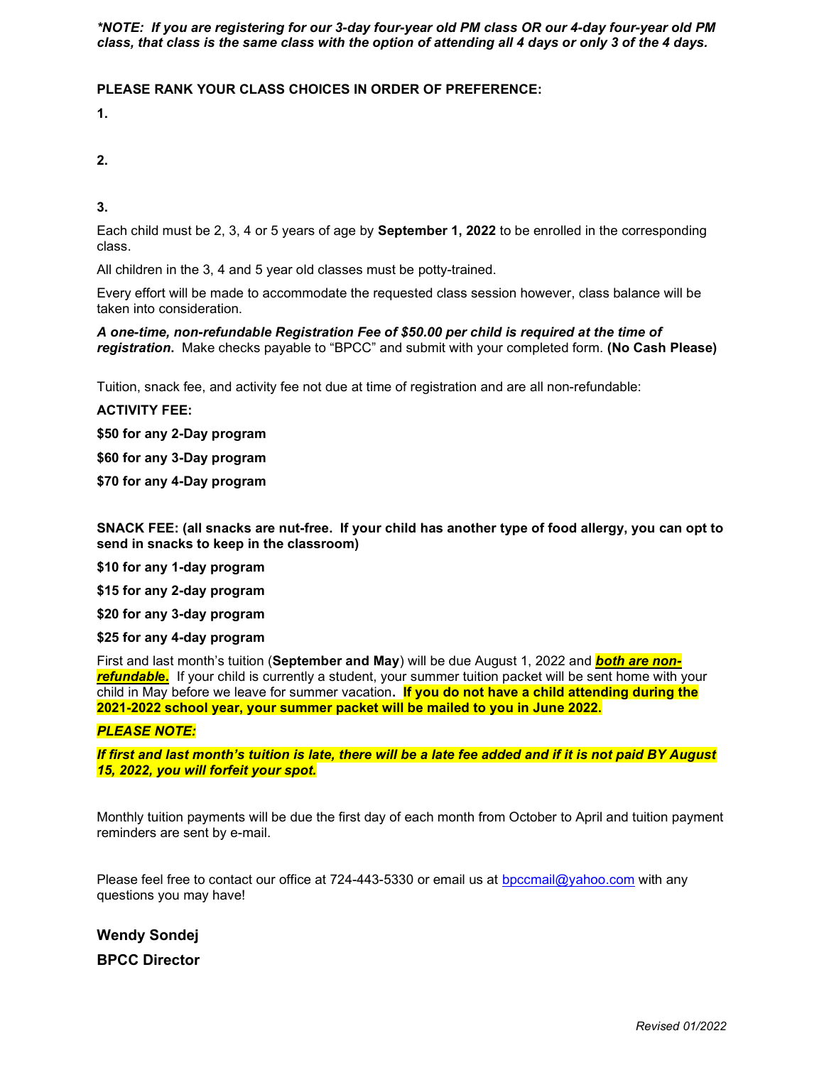***NOTE: If you are registering for our 3-day four-year old PM class OR our 4-day four-year old PM class, that class is the same class with the option of attending all 4 days or only 3 of the 4 days.**

**PLEASE RANK YOUR CLASS CHOICES IN ORDER OF PREFERENCE:**

**1.**

**2.**

**3.**

Each child must be 2, 3, 4 or 5 years of age by **September 1, 2022** to be enrolled in the corresponding class.

All children in the 3, 4 and 5 year old classes must be potty-trained.

Every effort will be made to accommodate the requested class session however, class balance will be taken into consideration.

***A one-time, non-refundable Registration Fee of $50.00 per child is required at the time of registration*.** Make checks payable to "BPCC" and submit with your completed form. **(No Cash Please)**

Tuition, snack fee, and activity fee not due at time of registration and are all non-refundable:

**ACTIVITY FEE:**

**$50 for any 2-Day program**

**$60 for any 3-Day program**

**$70 for any 4-Day program**

**SNACK FEE: (all snacks are nut-free. If your child has another type of food allergy, you can opt to send in snacks to keep in the classroom)**

**$10 for any 1-day program**

**$15 for any 2-day program**

**$20 for any 3-day program**

**$25 for any 4-day program**

First and last month's tuition (**September and May**) will be due August 1, 2022 and ***both are non-refundable*.** If your child is currently a student, your summer tuition packet will be sent home with your child in May before we leave for summer vacation**. If you do not have a child attending during the 2021-2022 school year, your summer packet will be mailed to you in June 2022.**

***PLEASE NOTE:***

***If first and last month's tuition is late, there will be a late fee added and if it is not paid BY August 15, 2022, you will forfeit your spot.***

Monthly tuition payments will be due the first day of each month from October to April and tuition payment reminders are sent by e-mail.

Please feel free to contact our office at 724-443-5330 or email us at bpccmail@yahoo.com with any questions you may have!

**Wendy Sondej**

**BPCC Director**

*Revised 01/2022*